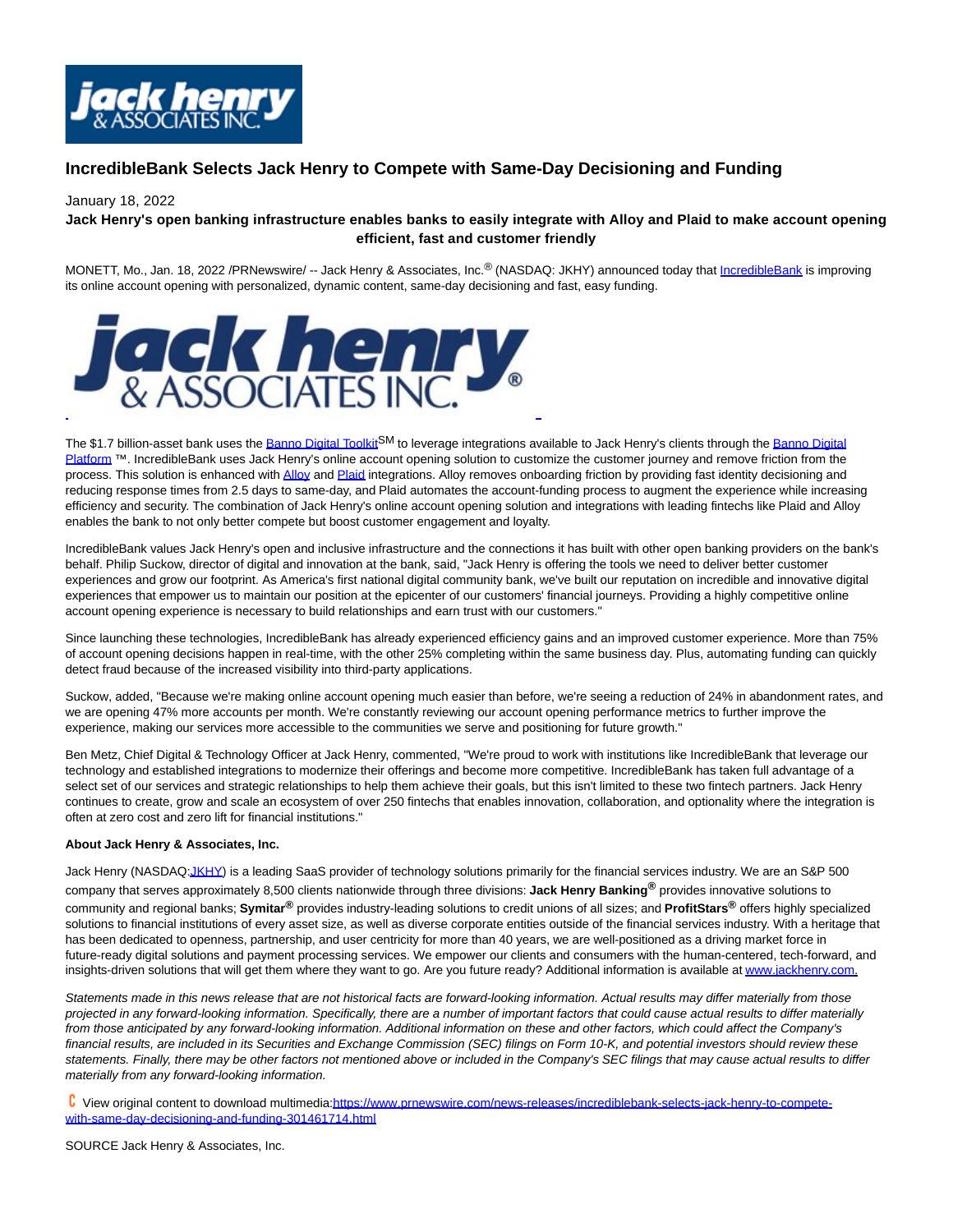# IncredibleBank Selects Jack Henry to Compete with Same-Day Decisioning and Funding

January 18, 2022

**Jack Henry's open banking infrastructure enables banks to easily integrate with Alloy and Plaid to make account opening efficient, fast and customer friendly**

MONETT, Mo., Jan. 18, 2022 /PRNewswire/ -- Jack Henry & Associates, Inc.® (NASDAQ: JKHY) announced today that IncredibleBank is improving its online account opening with personalized, dynamic content, same-day decisioning and fast, easy funding.

The $1.7 billion-asset bank uses the Banno Digital Toolkit℠ to leverage integrations available to Jack Henry's clients through the Banno Digital Platform ™. IncredibleBank uses Jack Henry's online account opening solution to customize the customer journey and remove friction from the process. This solution is enhanced with Alloy and Plaid integrations. Alloy removes onboarding friction by providing fast identity decisioning and reducing response times from 2.5 days to same-day, and Plaid automates the account-funding process to augment the experience while increasing efficiency and security. The combination of Jack Henry's online account opening solution and integrations with leading fintechs like Plaid and Alloy enables the bank to not only better compete but boost customer engagement and loyalty.

IncredibleBank values Jack Henry's open and inclusive infrastructure and the connections it has built with other open banking providers on the bank's behalf. Philip Suckow, director of digital and innovation at the bank, said, "Jack Henry is offering the tools we need to deliver better customer experiences and grow our footprint. As America's first national digital community bank, we've built our reputation on incredible and innovative digital experiences that empower us to maintain our position at the epicenter of our customers' financial journeys. Providing a highly competitive online account opening experience is necessary to build relationships and earn trust with our customers."

Since launching these technologies, IncredibleBank has already experienced efficiency gains and an improved customer experience. More than 75% of account opening decisions happen in real-time, with the other 25% completing within the same business day. Plus, automating funding can quickly detect fraud because of the increased visibility into third-party applications.

Suckow, added, "Because we're making online account opening much easier than before, we're seeing a reduction of 24% in abandonment rates, and we are opening 47% more accounts per month. We're constantly reviewing our account opening performance metrics to further improve the experience, making our services more accessible to the communities we serve and positioning for future growth."

Ben Metz, Chief Digital & Technology Officer at Jack Henry, commented, "We're proud to work with institutions like IncredibleBank that leverage our technology and established integrations to modernize their offerings and become more competitive. IncredibleBank has taken full advantage of a select set of our services and strategic relationships to help them achieve their goals, but this isn't limited to these two fintech partners. Jack Henry continues to create, grow and scale an ecosystem of over 250 fintechs that enables innovation, collaboration, and optionality where the integration is often at zero cost and zero lift for financial institutions."

**About Jack Henry & Associates, Inc.**

Jack Henry (NASDAQ:JKHY) is a leading SaaS provider of technology solutions primarily for the financial services industry. We are an S&P 500 company that serves approximately 8,500 clients nationwide through three divisions: **Jack Henry Banking®** provides innovative solutions to community and regional banks; **Symitar®** provides industry-leading solutions to credit unions of all sizes; and **ProfitStars®** offers highly specialized solutions to financial institutions of every asset size, as well as diverse corporate entities outside of the financial services industry. With a heritage that has been dedicated to openness, partnership, and user centricity for more than 40 years, we are well-positioned as a driving market force in future-ready digital solutions and payment processing services. We empower our clients and consumers with the human-centered, tech-forward, and insights-driven solutions that will get them where they want to go. Are you future ready? Additional information is available at www.jackhenry.com.

*Statements made in this news release that are not historical facts are forward-looking information. Actual results may differ materially from those projected in any forward-looking information. Specifically, there are a number of important factors that could cause actual results to differ materially from those anticipated by any forward-looking information. Additional information on these and other factors, which could affect the Company's financial results, are included in its Securities and Exchange Commission (SEC) filings on Form 10-K, and potential investors should review these statements. Finally, there may be other factors not mentioned above or included in the Company's SEC filings that may cause actual results to differ materially from any forward-looking information.*

View original content to download multimedia:https://www.prnewswire.com/news-releases/incrediblebank-selects-jack-henry-to-compete-with-same-day-decisioning-and-funding-301461714.html

SOURCE Jack Henry & Associates, Inc.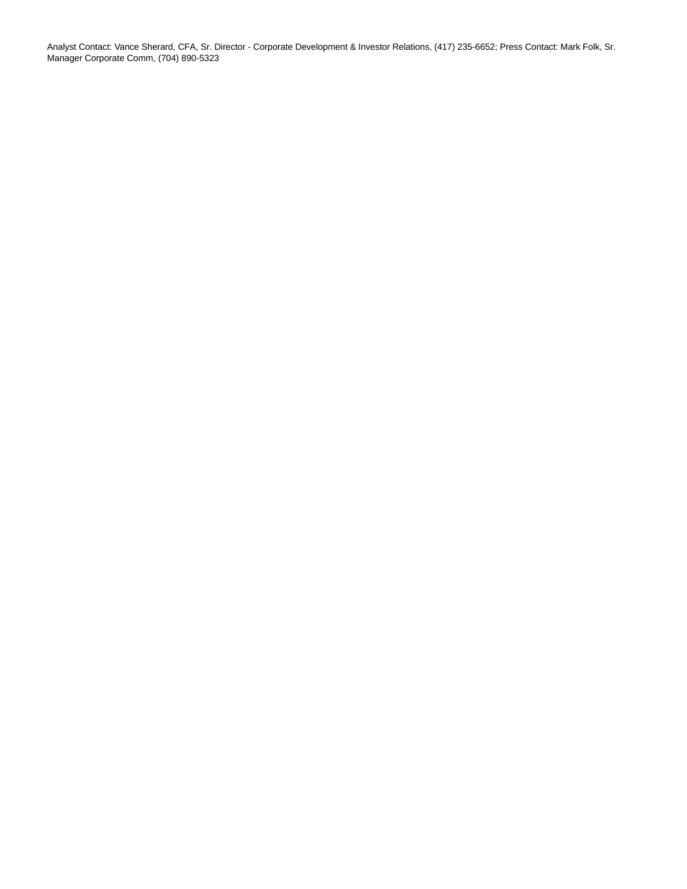Analyst Contact: Vance Sherard, CFA, Sr. Director - Corporate Development & Investor Relations, (417) 235-6652; Press Contact: Mark Folk, Sr. Manager Corporate Comm, (704) 890-5323